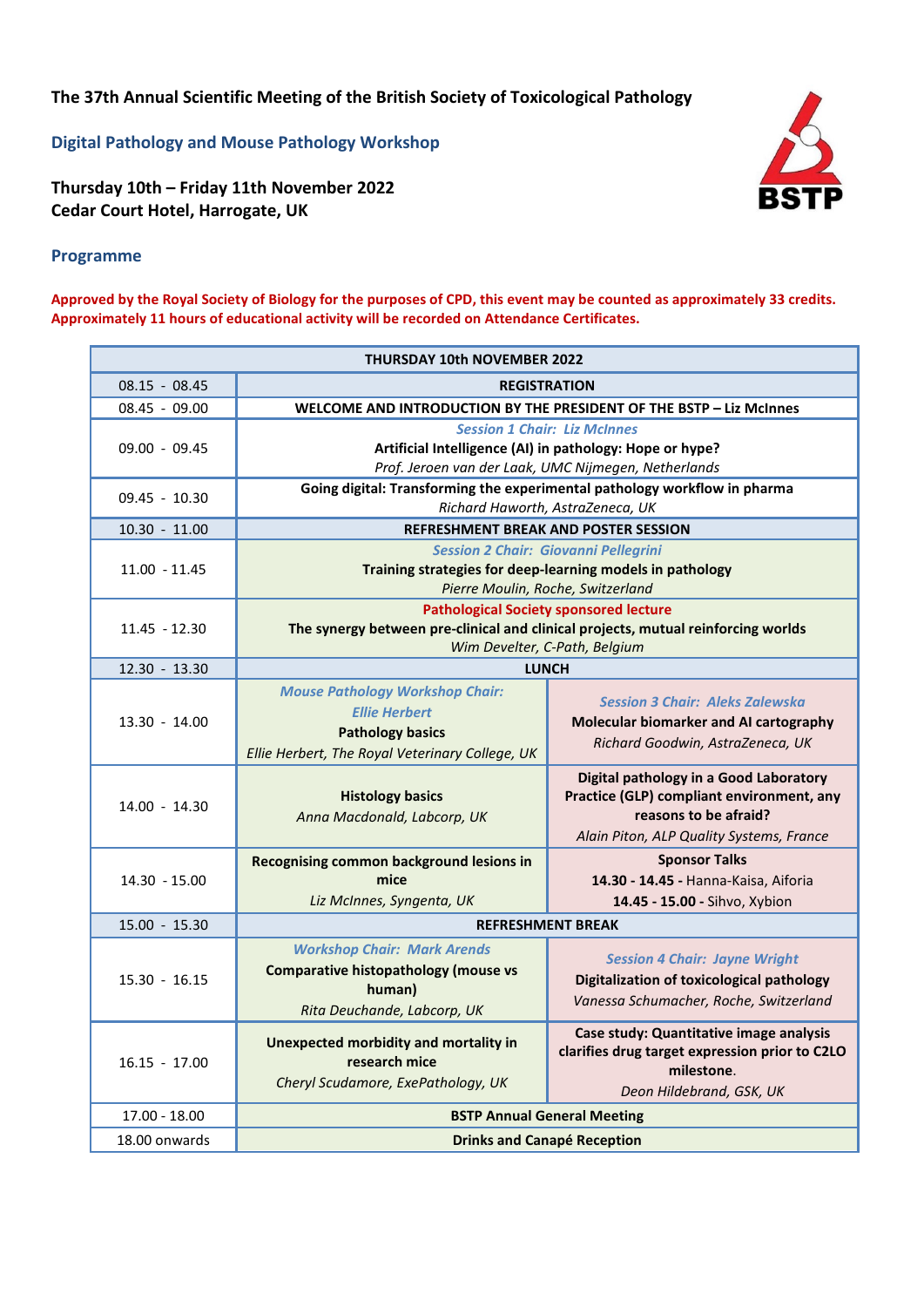**The 37th Annual Scientific Meeting of the British Society of Toxicological Pathology**

## Digital Pathology and Mouse Pathology Workshop

**Thursday 10th – Friday 11th November 2022**
**Cedar Court Hotel, Harrogate, UK**

### Programme

**Approved by the Royal Society of Biology for the purposes of CPD, this event may be counted as approximately 33 credits. Approximately 11 hours of educational activity will be recorded on Attendance Certificates.**

| THURSDAY 10th NOVEMBER 2022 | | |
|---|---|---|
| 08.15 - 08.45 | **REGISTRATION** | |
| 08.45 - 09.00 | **WELCOME AND INTRODUCTION BY THE PRESIDENT OF THE BSTP – Liz McInnes** | |
| 09.00 - 09.45 | *Session 1 Chair: Liz McInnes*<br>**Artificial Intelligence (AI) in pathology: Hope or hype?**<br>*Prof. Jeroen van der Laak, UMC Nijmegen, Netherlands* | |
| 09.45 - 10.30 | **Going digital: Transforming the experimental pathology workflow in pharma**<br>*Richard Haworth, AstraZeneca, UK* | |
| 10.30 - 11.00 | **REFRESHMENT BREAK AND POSTER SESSION** | |
| 11.00 - 11.45 | *Session 2 Chair: Giovanni Pellegrini*<br>**Training strategies for deep-learning models in pathology**<br>*Pierre Moulin, Roche, Switzerland* | |
| 11.45 - 12.30 | **Pathological Society sponsored lecture**<br>**The synergy between pre-clinical and clinical projects, mutual reinforcing worlds**<br>*Wim Develter, C-Path, Belgium* | |
| 12.30 - 13.30 | **LUNCH** | |
| 13.30 - 14.00 | *Mouse Pathology Workshop Chair: Ellie Herbert*<br>**Pathology basics**<br>*Ellie Herbert, The Royal Veterinary College, UK* | *Session 3 Chair: Aleks Zalewska*<br>**Molecular biomarker and AI cartography**<br>*Richard Goodwin, AstraZeneca, UK* |
| 14.00 - 14.30 | **Histology basics**<br>*Anna Macdonald, Labcorp, UK* | **Digital pathology in a Good Laboratory Practice (GLP) compliant environment, any reasons to be afraid?**<br>*Alain Piton, ALP Quality Systems, France* |
| 14.30 - 15.00 | **Recognising common background lesions in mice**<br>*Liz McInnes, Syngenta, UK* | **Sponsor Talks**<br>**14.30 - 14.45 -** Hanna-Kaisa, Aiforia<br>**14.45 - 15.00 -** Sihvo, Xybion |
| 15.00 - 15.30 | **REFRESHMENT BREAK** | |
| 15.30 - 16.15 | *Workshop Chair: Mark Arends*<br>**Comparative histopathology (mouse vs human)**<br>*Rita Deuchande, Labcorp, UK* | *Session 4 Chair: Jayne Wright*<br>**Digitalization of toxicological pathology**<br>*Vanessa Schumacher, Roche, Switzerland* |
| 16.15 - 17.00 | **Unexpected morbidity and mortality in research mice**<br>*Cheryl Scudamore, ExePathology, UK* | **Case study: Quantitative image analysis clarifies drug target expression prior to C2LO milestone.**<br>*Deon Hildebrand, GSK, UK* |
| 17.00 - 18.00 | **BSTP Annual General Meeting** | |
| 18.00 onwards | **Drinks and Canapé Reception** | |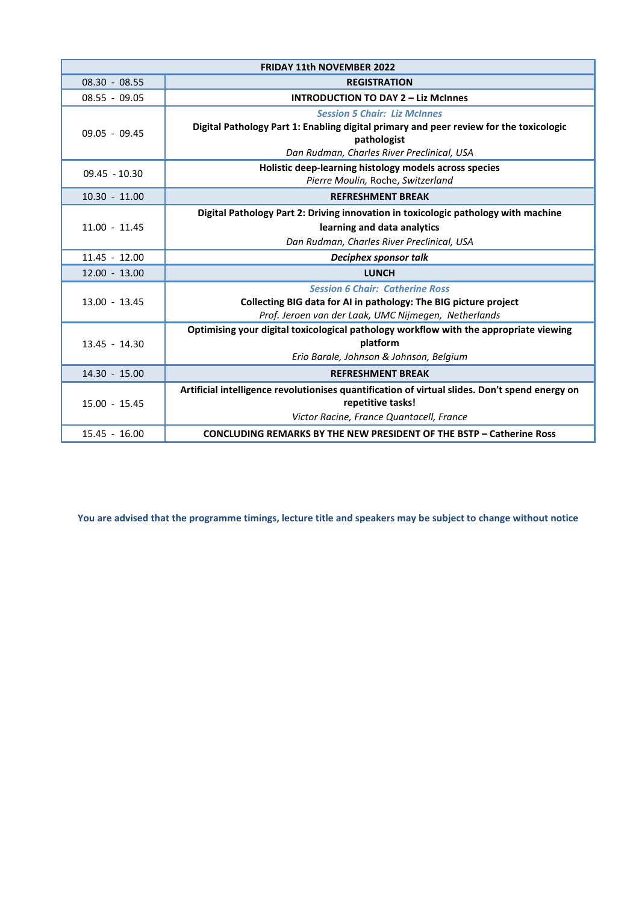| FRIDAY 11th NOVEMBER 2022 | |
|---|---|
| 08.30 - 08.55 | **REGISTRATION** |
| 08.55 - 09.05 | **INTRODUCTION TO DAY 2 – Liz McInnes** |
| 09.05 - 09.45 | ***Session 5 Chair: Liz McInnes*** <br> **Digital Pathology Part 1: Enabling digital primary and peer review for the toxicologic pathologist** <br> *Dan Rudman, Charles River Preclinical, USA* |
| 09.45 - 10.30 | **Holistic deep-learning histology models across species** <br> *Pierre Moulin,* Roche, *Switzerland* |
| 10.30 - 11.00 | **REFRESHMENT BREAK** |
| 11.00 - 11.45 | **Digital Pathology Part 2: Driving innovation in toxicologic pathology with machine learning and data analytics** <br> *Dan Rudman, Charles River Preclinical, USA* |
| 11.45 - 12.00 | ***Deciphex sponsor talk*** |
| 12.00 - 13.00 | **LUNCH** |
| 13.00 - 13.45 | ***Session 6 Chair: Catherine Ross*** <br> **Collecting BIG data for AI in pathology: The BIG picture project** <br> *Prof. Jeroen van der Laak, UMC Nijmegen, Netherlands* |
| 13.45 - 14.30 | **Optimising your digital toxicological pathology workflow with the appropriate viewing platform** <br> *Erio Barale, Johnson & Johnson, Belgium* |
| 14.30 - 15.00 | **REFRESHMENT BREAK** |
| 15.00 - 15.45 | **Artificial intelligence revolutionises quantification of virtual slides. Don't spend energy on repetitive tasks!** <br> *Victor Racine, France Quantacell, France* |
| 15.45 - 16.00 | **CONCLUDING REMARKS BY THE NEW PRESIDENT OF THE BSTP – Catherine Ross** |

**You are advised that the programme timings, lecture title and speakers may be subject to change without notice**